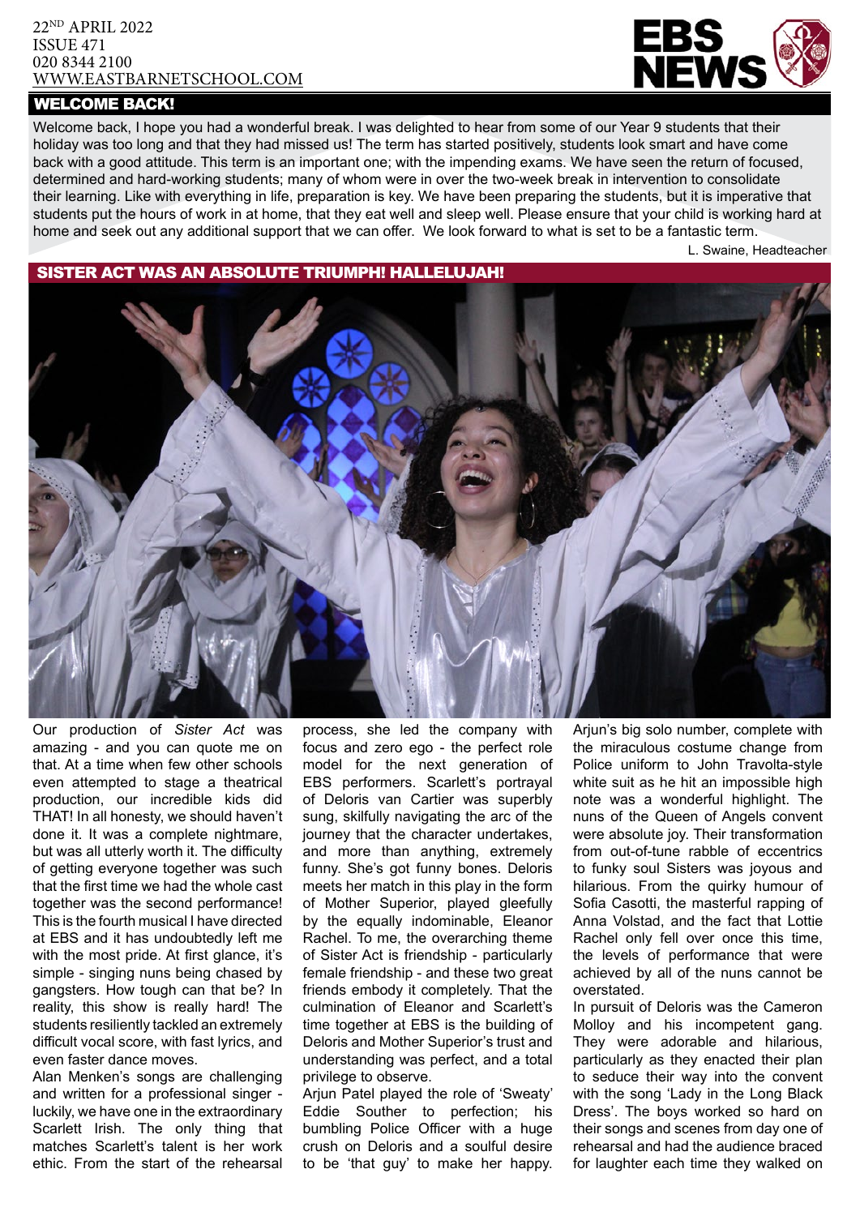22ND APRIL 2022
ISSUE 471
020 8344 2100
WWW.EASTBARNETSCHOOL.COM

# EBS NEWS

## WELCOME BACK!

Welcome back, I hope you had a wonderful break. I was delighted to hear from some of our Year 9 students that their holiday was too long and that they had missed us! The term has started positively, students look smart and have come back with a good attitude. This term is an important one; with the impending exams. We have seen the return of focused, determined and hard-working students; many of whom were in over the two-week break in intervention to consolidate their learning. Like with everything in life, preparation is key. We have been preparing the students, but it is imperative that students put the hours of work in at home, that they eat well and sleep well. Please ensure that your child is working hard at home and seek out any additional support that we can offer. We look forward to what is set to be a fantastic term.

L. Swaine, Headteacher

## SISTER ACT WAS AN ABSOLUTE TRIUMPH! HALLELUJAH!

Our production of *Sister Act* was amazing - and you can quote me on that. At a time when few other schools even attempted to stage a theatrical production, our incredible kids did THAT! In all honesty, we should haven't done it. It was a complete nightmare, but was all utterly worth it. The difficulty of getting everyone together was such that the first time we had the whole cast together was the second performance! This is the fourth musical I have directed at EBS and it has undoubtedly left me with the most pride. At first glance, it's simple - singing nuns being chased by gangsters. How tough can that be? In reality, this show is really hard! The students resiliently tackled an extremely difficult vocal score, with fast lyrics, and even faster dance moves.

Alan Menken's songs are challenging and written for a professional singer - luckily, we have one in the extraordinary Scarlett Irish. The only thing that matches Scarlett's talent is her work ethic. From the start of the rehearsal process, she led the company with focus and zero ego - the perfect role model for the next generation of EBS performers. Scarlett's portrayal of Deloris van Cartier was superbly sung, skilfully navigating the arc of the journey that the character undertakes, and more than anything, extremely funny. She's got funny bones. Deloris meets her match in this play in the form of Mother Superior, played gleefully by the equally indominable, Eleanor Rachel. To me, the overarching theme of Sister Act is friendship - particularly female friendship - and these two great friends embody it completely. That the culmination of Eleanor and Scarlett's time together at EBS is the building of Deloris and Mother Superior's trust and understanding was perfect, and a total privilege to observe.

Arjun Patel played the role of 'Sweaty' Eddie Souther to perfection; his bumbling Police Officer with a huge crush on Deloris and a soulful desire to be 'that guy' to make her happy. Arjun's big solo number, complete with the miraculous costume change from Police uniform to John Travolta-style white suit as he hit an impossible high note was a wonderful highlight. The nuns of the Queen of Angels convent were absolute joy. Their transformation from out-of-tune rabble of eccentrics to funky soul Sisters was joyous and hilarious. From the quirky humour of Sofia Casotti, the masterful rapping of Anna Volstad, and the fact that Lottie Rachel only fell over once this time, the levels of performance that were achieved by all of the nuns cannot be overstated.

In pursuit of Deloris was the Cameron Molloy and his incompetent gang. They were adorable and hilarious, particularly as they enacted their plan to seduce their way into the convent with the song 'Lady in the Long Black Dress'. The boys worked so hard on their songs and scenes from day one of rehearsal and had the audience braced for laughter each time they walked on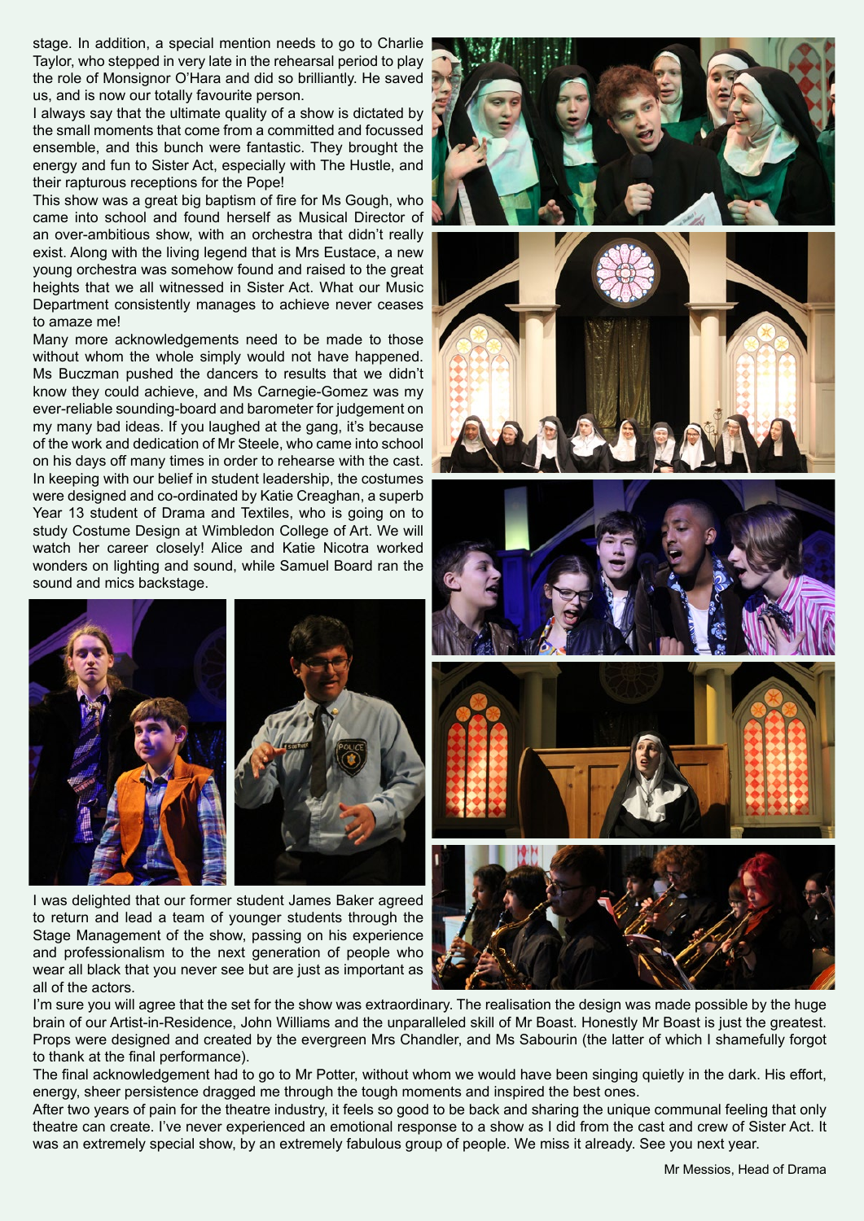stage. In addition, a special mention needs to go to Charlie Taylor, who stepped in very late in the rehearsal period to play the role of Monsignor O'Hara and did so brilliantly. He saved us, and is now our totally favourite person.

I always say that the ultimate quality of a show is dictated by the small moments that come from a committed and focussed ensemble, and this bunch were fantastic. They brought the energy and fun to Sister Act, especially with The Hustle, and their rapturous receptions for the Pope!

This show was a great big baptism of fire for Ms Gough, who came into school and found herself as Musical Director of an over-ambitious show, with an orchestra that didn't really exist. Along with the living legend that is Mrs Eustace, a new young orchestra was somehow found and raised to the great heights that we all witnessed in Sister Act. What our Music Department consistently manages to achieve never ceases to amaze me!

Many more acknowledgements need to be made to those without whom the whole simply would not have happened. Ms Buczman pushed the dancers to results that we didn't know they could achieve, and Ms Carnegie-Gomez was my ever-reliable sounding-board and barometer for judgement on my many bad ideas. If you laughed at the gang, it's because of the work and dedication of Mr Steele, who came into school on his days off many times in order to rehearse with the cast.

In keeping with our belief in student leadership, the costumes were designed and co-ordinated by Katie Creaghan, a superb Year 13 student of Drama and Textiles, who is going on to study Costume Design at Wimbledon College of Art. We will watch her career closely! Alice and Katie Nicotra worked wonders on lighting and sound, while Samuel Board ran the sound and mics backstage.

I was delighted that our former student James Baker agreed to return and lead a team of younger students through the Stage Management of the show, passing on his experience and professionalism to the next generation of people who wear all black that you never see but are just as important as all of the actors.

I'm sure you will agree that the set for the show was extraordinary. The realisation the design was made possible by the huge brain of our Artist-in-Residence, John Williams and the unparalleled skill of Mr Boast. Honestly Mr Boast is just the greatest. Props were designed and created by the evergreen Mrs Chandler, and Ms Sabourin (the latter of which I shamefully forgot to thank at the final performance).

The final acknowledgement had to go to Mr Potter, without whom we would have been singing quietly in the dark. His effort, energy, sheer persistence dragged me through the tough moments and inspired the best ones.

After two years of pain for the theatre industry, it feels so good to be back and sharing the unique communal feeling that only theatre can create. I've never experienced an emotional response to a show as I did from the cast and crew of Sister Act. It was an extremely special show, by an extremely fabulous group of people. We miss it already. See you next year.

Mr Messios, Head of Drama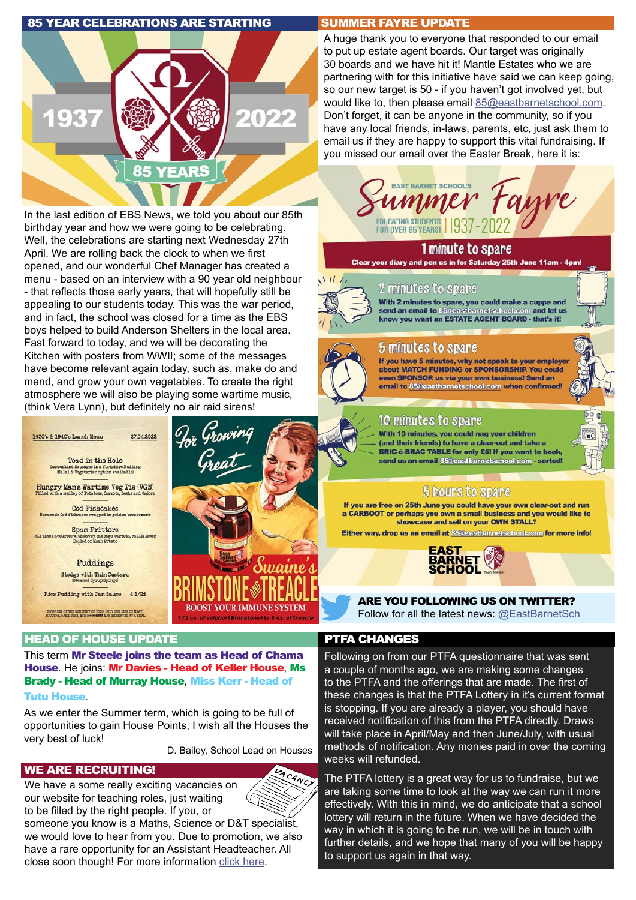## 85 YEAR CELEBRATIONS ARE STARTING

1937 2022
85 YEARS

In the last edition of EBS News, we told you about our 85th birthday year and how we were going to be celebrating. Well, the celebrations are starting next Wednesday 27th April. We are rolling back the clock to when we first opened, and our wonderful Chef Manager has created a menu - based on an interview with a 90 year old neighbour - that reflects those early years, that will hopefully still be appealing to our students today. This was the war period, and in fact, the school was closed for a time as the EBS boys helped to build Anderson Shelters in the local area. Fast forward to today, and we will be decorating the Kitchen with posters from WWII; some of the messages have become relevant again today, such as, make do and mend, and grow your own vegetables. To create the right atmosphere we will also be playing some wartime music, (think Vera Lynn), but definitely no air raid sirens!

1930's & 1940's Lunch Menu — 27.04.2022

Toad in the Hole
Cumberland Sausages in a Yorkshire Pudding
(Halal & Vegetarian option available)

Hungry Man's Wartime Veg Pie (VGN)
Filled with a medley of Potatoes, Carrots, Leeks and Onions

Cod Fishcakes
Homemade Cod Fishcakes wrapped in golden breadcrumb

Spam Fritters
All time favourite with savoy cabbage, carrots, cauliflower
Boiled or Mash Potato

Puddings

Stodge with Thin Custard
(Steamed syrup sponge)

Rice Pudding with Jam Sauce 4 1/2d

BY ORDER OF THE MINISTRY OF FOOD, ONLY ONE ITEM OF MEAT, POULTRY, GAME, FISH, EGG ~~OR CHEESE~~ MAY BE SERVED AT A MEAL

For Growing Great
Swaine's BRIMSTONE AND TREACLE
BOOST YOUR IMMUNE SYSTEM
1/2 oz. of sulphur (Brimstone) to 8 oz. of treacle

## SUMMER FAYRE UPDATE

A huge thank you to everyone that responded to our email to put up estate agent boards. Our target was originally 30 boards and we have hit it! Mantle Estates who we are partnering with for this initiative have said we can keep going, so our new target is 50 - if you haven't got involved yet, but would like to, then please email 85@eastbarnetschool.com. Don't forget, it can be anyone in the community, so if you have any local friends, in-laws, parents, etc, just ask them to email us if they are happy to support this vital fundraising. If you missed our email over the Easter Break, here it is:

EAST BARNET SCHOOL'S **Summer Fayre**
EDUCATING STUDENTS FOR OVER 85 YEARS! | 1937-2022

**1 minute to spare**
Clear your diary and pen us in for Saturday 25th June 11am - 4pm!

**2 minutes to spare**
With 2 minutes to spare, you could make a cuppa and send an email to 85@eastbarnetschool.com and let us know you want an ESTATE AGENT BOARD - that's it!

**5 minutes to spare**
If you have 5 minutes, why not speak to your employer about MATCH FUNDING or SPONSORSHIP. You could even SPONSOR us via your own business! Send an email to 85@eastbarnetschool.com when confirmed!

**10 minutes to spare**
With 10 minutes, you could nag your children (and their friends) to have a clear-out and take a BRIC-à-BRAC TABLE for only £5! If you want to book, send us an email 85@eastbarnetschool.com - sorted!

**5 hours to spare**
If you are free on 25th June you could have your own clear-out and run a CARBOOT or perhaps you own a small business and you would like to showcase and sell on your OWN STALL?
Either way, drop us an email at 85@eastbarnetschool.com for more info!

EAST BARNET SCHOOL

## ARE YOU FOLLOWING US ON TWITTER?

Follow for all the latest news: @EastBarnetSch

## HEAD OF HOUSE UPDATE

This term **Mr Steele joins the team as Head of Chama House**. He joins: **Mr Davies - Head of Keller House**, **Ms Brady - Head of Murray House**, **Miss Kerr - Head of Tutu House**.

As we enter the Summer term, which is going to be full of opportunities to gain House Points, I wish all the Houses the very best of luck!

D. Bailey, School Lead on Houses

## WE ARE RECRUITING!

We have a some really exciting vacancies on our website for teaching roles, just waiting to be filled by the right people. If you, or someone you know is a Maths, Science or D&T specialist, we would love to hear from you. Due to promotion, we also have a rare opportunity for an Assistant Headteacher. All close soon though! For more information click here.

## PTFA CHANGES

Following on from our PTFA questionnaire that was sent a couple of months ago, we are making some changes to the PTFA and the offerings that are made. The first of these changes is that the PTFA Lottery in it's current format is stopping. If you are already a player, you should have received notification of this from the PTFA directly. Draws will take place in April/May and then June/July, with usual methods of notification. Any monies paid in over the coming weeks will refunded.

The PTFA lottery is a great way for us to fundraise, but we are taking some time to look at the way we can run it more effectively. With this in mind, we do anticipate that a school lottery will return in the future. When we have decided the way in which it is going to be run, we will be in touch with further details, and we hope that many of you will be happy to support us again in that way.